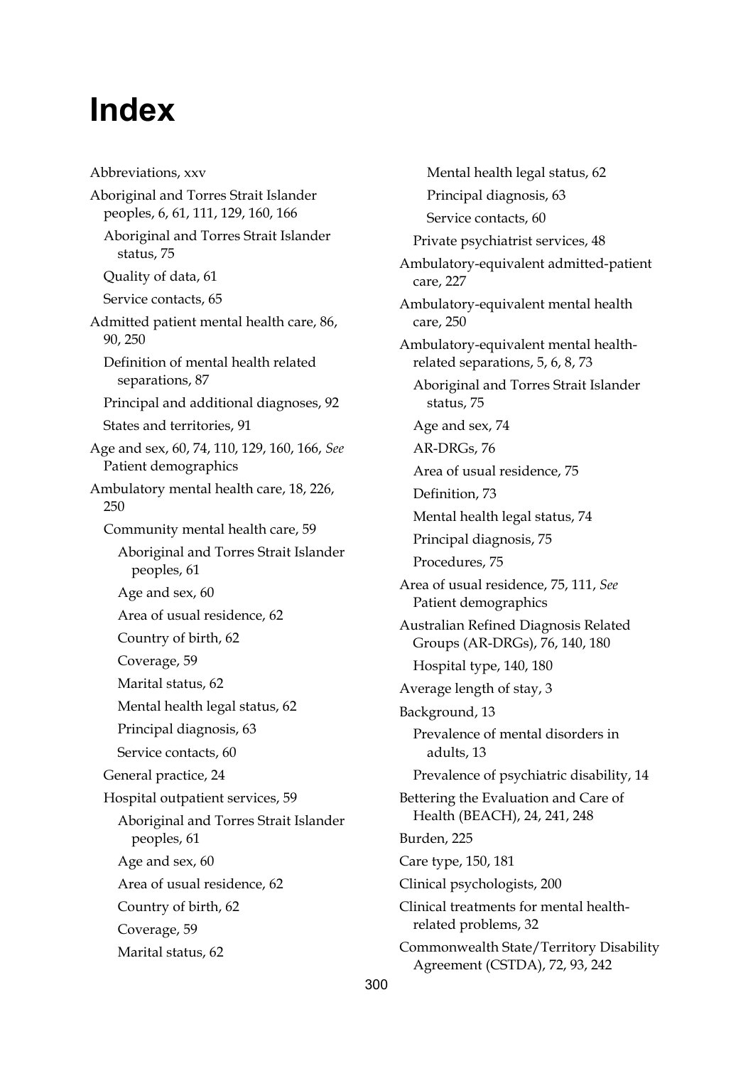# Index

Abbreviations, xxv

Aboriginal and Torres Strait Islander peoples, 6, 61, 111, 129, 160, 166
- Aboriginal and Torres Strait Islander status, 75
- Quality of data, 61
- Service contacts, 65

Admitted patient mental health care, 86, 90, 250
- Definition of mental health related separations, 87
- Principal and additional diagnoses, 92
- States and territories, 91

Age and sex, 60, 74, 110, 129, 160, 166, *See* Patient demographics

Ambulatory mental health care, 18, 226, 250
- Community mental health care, 59
  - Aboriginal and Torres Strait Islander peoples, 61
  - Age and sex, 60
  - Area of usual residence, 62
  - Country of birth, 62
  - Coverage, 59
  - Marital status, 62
  - Mental health legal status, 62
  - Principal diagnosis, 63
  - Service contacts, 60
- General practice, 24
- Hospital outpatient services, 59
  - Aboriginal and Torres Strait Islander peoples, 61
  - Age and sex, 60
  - Area of usual residence, 62
  - Country of birth, 62
  - Coverage, 59
  - Marital status, 62
  - Mental health legal status, 62
  - Principal diagnosis, 63
  - Service contacts, 60
- Private psychiatrist services, 48

Ambulatory-equivalent admitted-patient care, 227

Ambulatory-equivalent mental health care, 250

Ambulatory-equivalent mental health-related separations, 5, 6, 8, 73
- Aboriginal and Torres Strait Islander status, 75
- Age and sex, 74
- AR-DRGs, 76
- Area of usual residence, 75
- Definition, 73
- Mental health legal status, 74
- Principal diagnosis, 75
- Procedures, 75

Area of usual residence, 75, 111, *See* Patient demographics

Australian Refined Diagnosis Related Groups (AR-DRGs), 76, 140, 180
- Hospital type, 140, 180

Average length of stay, 3

Background, 13
- Prevalence of mental disorders in adults, 13
- Prevalence of psychiatric disability, 14

Bettering the Evaluation and Care of Health (BEACH), 24, 241, 248

Burden, 225

Care type, 150, 181

Clinical psychologists, 200

Clinical treatments for mental health-related problems, 32

Commonwealth State/Territory Disability Agreement (CSTDA), 72, 93, 242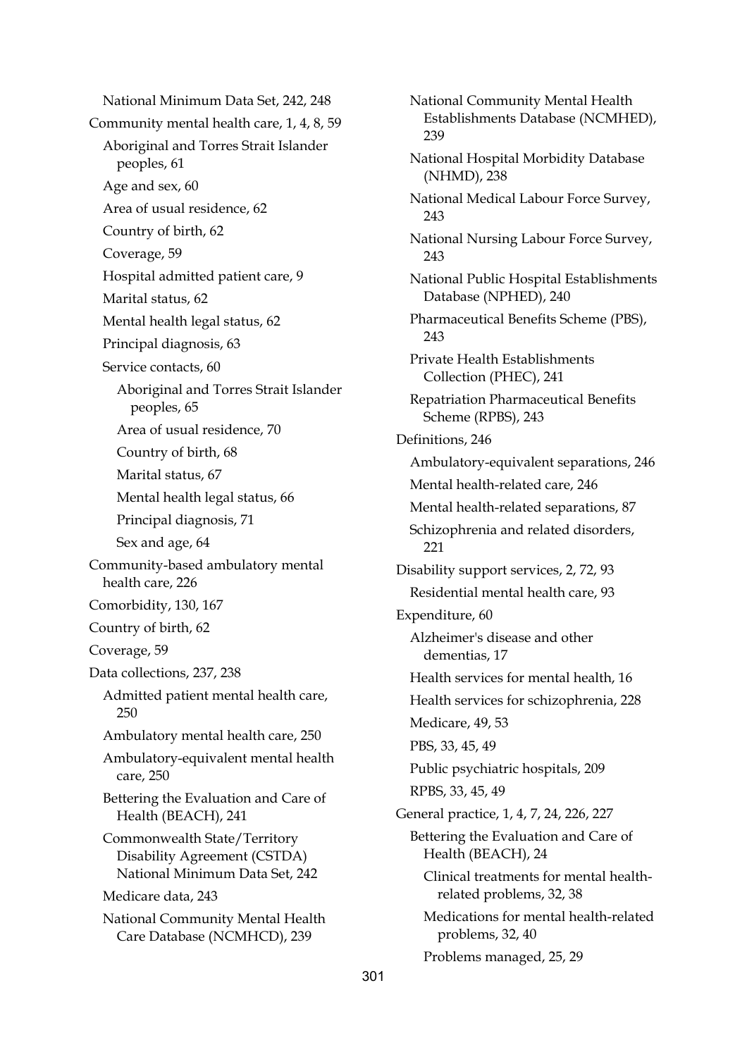National Minimum Data Set, 242, 248

Community mental health care, 1, 4, 8, 59

Aboriginal and Torres Strait Islander peoples, 61

Age and sex, 60

Area of usual residence, 62

Country of birth, 62

Coverage, 59

Hospital admitted patient care, 9

Marital status, 62

Mental health legal status, 62

Principal diagnosis, 63

Service contacts, 60

Aboriginal and Torres Strait Islander peoples, 65

Area of usual residence, 70

Country of birth, 68

Marital status, 67

Mental health legal status, 66

Principal diagnosis, 71

Sex and age, 64

Community-based ambulatory mental health care, 226

Comorbidity, 130, 167

Country of birth, 62

Coverage, 59

Data collections, 237, 238

Admitted patient mental health care, 250

Ambulatory mental health care, 250

Ambulatory-equivalent mental health care, 250

Bettering the Evaluation and Care of Health (BEACH), 241

Commonwealth State/Territory Disability Agreement (CSTDA) National Minimum Data Set, 242

Medicare data, 243

National Community Mental Health Care Database (NCMHCD), 239

National Community Mental Health Establishments Database (NCMHED), 239

National Hospital Morbidity Database (NHMD), 238

National Medical Labour Force Survey, 243

National Nursing Labour Force Survey, 243

National Public Hospital Establishments Database (NPHED), 240

Pharmaceutical Benefits Scheme (PBS), 243

Private Health Establishments Collection (PHEC), 241

Repatriation Pharmaceutical Benefits Scheme (RPBS), 243

Definitions, 246

Ambulatory-equivalent separations, 246

Mental health-related care, 246

Mental health-related separations, 87

Schizophrenia and related disorders, 221

Disability support services, 2, 72, 93

Residential mental health care, 93

Expenditure, 60

Alzheimer's disease and other dementias, 17

Health services for mental health, 16

Health services for schizophrenia, 228

Medicare, 49, 53

PBS, 33, 45, 49

Public psychiatric hospitals, 209

RPBS, 33, 45, 49

General practice, 1, 4, 7, 24, 226, 227

Bettering the Evaluation and Care of Health (BEACH), 24

Clinical treatments for mental health-related problems, 32, 38

Medications for mental health-related problems, 32, 40

Problems managed, 25, 29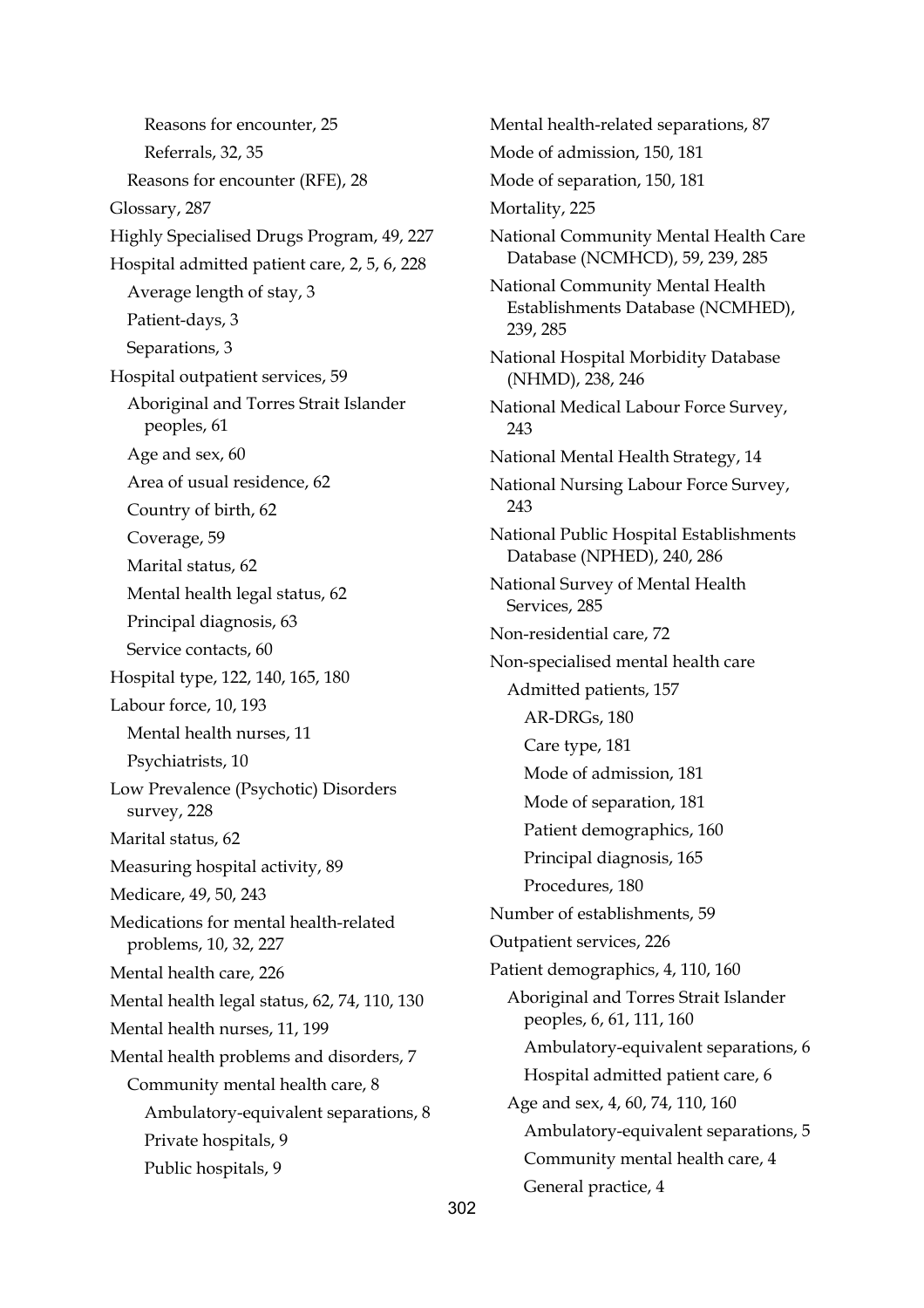- Reasons for encounter, 25
- Referrals, 32, 35

Reasons for encounter (RFE), 28

Glossary, 287

Highly Specialised Drugs Program, 49, 227

Hospital admitted patient care, 2, 5, 6, 228

- Average length of stay, 3
- Patient-days, 3
- Separations, 3

Hospital outpatient services, 59

- Aboriginal and Torres Strait Islander peoples, 61
- Age and sex, 60
- Area of usual residence, 62
- Country of birth, 62
- Coverage, 59
- Marital status, 62
- Mental health legal status, 62
- Principal diagnosis, 63
- Service contacts, 60

Hospital type, 122, 140, 165, 180

Labour force, 10, 193

- Mental health nurses, 11
- Psychiatrists, 10

Low Prevalence (Psychotic) Disorders survey, 228

Marital status, 62

Measuring hospital activity, 89

Medicare, 49, 50, 243

Medications for mental health-related problems, 10, 32, 227

Mental health care, 226

Mental health legal status, 62, 74, 110, 130

Mental health nurses, 11, 199

Mental health problems and disorders, 7

- Community mental health care, 8
  - Ambulatory-equivalent separations, 8
  - Private hospitals, 9
  - Public hospitals, 9

Mental health-related separations, 87

Mode of admission, 150, 181

Mode of separation, 150, 181

Mortality, 225

National Community Mental Health Care Database (NCMHCD), 59, 239, 285

National Community Mental Health Establishments Database (NCMHED), 239, 285

National Hospital Morbidity Database (NHMD), 238, 246

National Medical Labour Force Survey, 243

National Mental Health Strategy, 14

National Nursing Labour Force Survey, 243

National Public Hospital Establishments Database (NPHED), 240, 286

National Survey of Mental Health Services, 285

Non-residential care, 72

Non-specialised mental health care

- Admitted patients, 157
  - AR-DRGs, 180
  - Care type, 181
  - Mode of admission, 181
  - Mode of separation, 181
  - Patient demographics, 160
  - Principal diagnosis, 165
  - Procedures, 180

Number of establishments, 59

Outpatient services, 226

Patient demographics, 4, 110, 160

- Aboriginal and Torres Strait Islander peoples, 6, 61, 111, 160
  - Ambulatory-equivalent separations, 6
  - Hospital admitted patient care, 6
- Age and sex, 4, 60, 74, 110, 160
  - Ambulatory-equivalent separations, 5
  - Community mental health care, 4
  - General practice, 4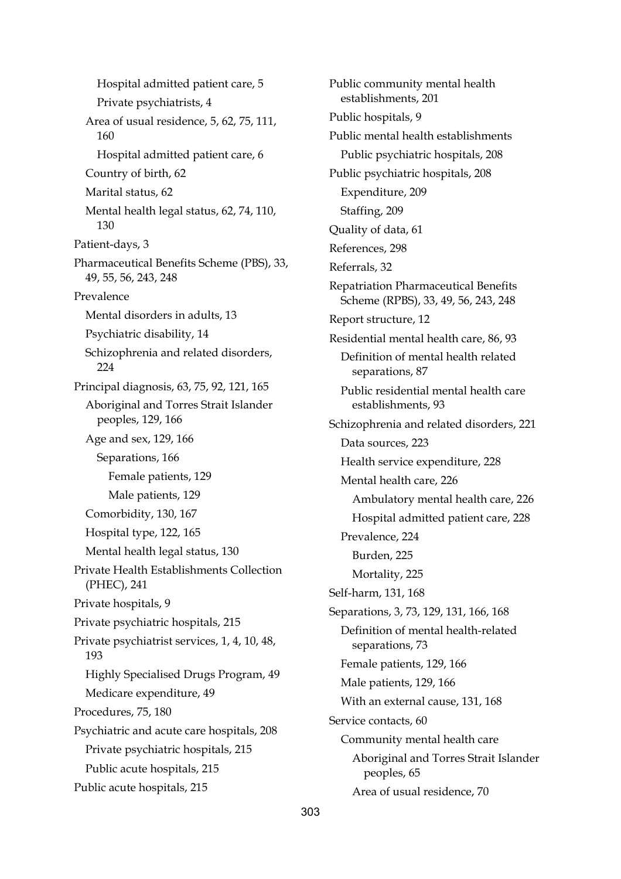Hospital admitted patient care, 5

Private psychiatrists, 4

Area of usual residence, 5, 62, 75, 111, 160

Hospital admitted patient care, 6

Country of birth, 62

Marital status, 62

Mental health legal status, 62, 74, 110, 130

Patient-days, 3

Pharmaceutical Benefits Scheme (PBS), 33, 49, 55, 56, 243, 248

Prevalence

Mental disorders in adults, 13

Psychiatric disability, 14

Schizophrenia and related disorders, 224

Principal diagnosis, 63, 75, 92, 121, 165

Aboriginal and Torres Strait Islander peoples, 129, 166

Age and sex, 129, 166

Separations, 166

Female patients, 129

Male patients, 129

Comorbidity, 130, 167

Hospital type, 122, 165

Mental health legal status, 130

Private Health Establishments Collection (PHEC), 241

Private hospitals, 9

Private psychiatric hospitals, 215

Private psychiatrist services, 1, 4, 10, 48, 193

Highly Specialised Drugs Program, 49

Medicare expenditure, 49

Procedures, 75, 180

Psychiatric and acute care hospitals, 208

Private psychiatric hospitals, 215

Public acute hospitals, 215

Public acute hospitals, 215

Public community mental health establishments, 201

Public hospitals, 9

Public mental health establishments

Public psychiatric hospitals, 208

Public psychiatric hospitals, 208

Expenditure, 209

Staffing, 209

Quality of data, 61

References, 298

Referrals, 32

Repatriation Pharmaceutical Benefits Scheme (RPBS), 33, 49, 56, 243, 248

Report structure, 12

Residential mental health care, 86, 93

Definition of mental health related separations, 87

Public residential mental health care establishments, 93

Schizophrenia and related disorders, 221

Data sources, 223

Health service expenditure, 228

Mental health care, 226

Ambulatory mental health care, 226

Hospital admitted patient care, 228

Prevalence, 224

Burden, 225

Mortality, 225

Self-harm, 131, 168

Separations, 3, 73, 129, 131, 166, 168

Definition of mental health-related separations, 73

Female patients, 129, 166

Male patients, 129, 166

With an external cause, 131, 168

Service contacts, 60

Community mental health care

Aboriginal and Torres Strait Islander peoples, 65

Area of usual residence, 70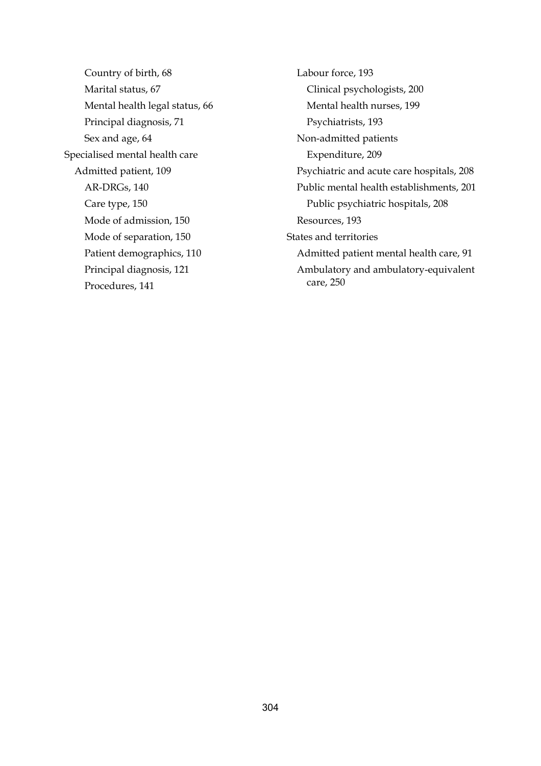Country of birth, 68

Marital status, 67

Mental health legal status, 66

Principal diagnosis, 71

Sex and age, 64

Specialised mental health care

Admitted patient, 109

AR-DRGs, 140

Care type, 150

Mode of admission, 150

Mode of separation, 150

Patient demographics, 110

Principal diagnosis, 121

Procedures, 141

Labour force, 193

Clinical psychologists, 200

Mental health nurses, 199

Psychiatrists, 193

Non-admitted patients

Expenditure, 209

Psychiatric and acute care hospitals, 208

Public mental health establishments, 201

Public psychiatric hospitals, 208

Resources, 193

States and territories

Admitted patient mental health care, 91

Ambulatory and ambulatory-equivalent care, 250